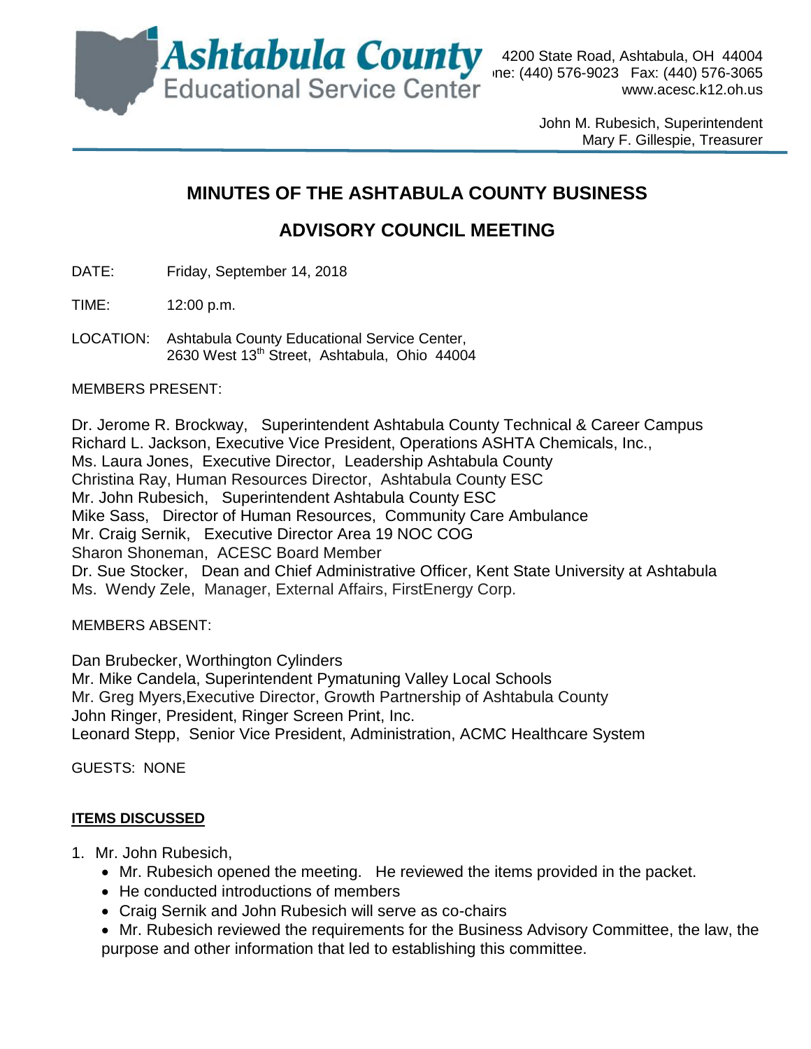**Ashtabula County**
Educational Service Center

4200 State Road, Ashtabula, OH 44004
Phone: (440) 576-9023 Fax: (440) 576-3065
www.acesc.k12.oh.us

John M. Rubesich, Superintendent
Mary F. Gillespie, Treasurer

# MINUTES OF THE ASHTABULA COUNTY BUSINESS ADVISORY COUNCIL MEETING

DATE: Friday, September 14, 2018

TIME: 12:00 p.m.

LOCATION: Ashtabula County Educational Service Center, 2630 West 13th Street, Ashtabula, Ohio 44004

MEMBERS PRESENT:

Dr. Jerome R. Brockway, Superintendent Ashtabula County Technical & Career Campus
Richard L. Jackson, Executive Vice President, Operations ASHTA Chemicals, Inc.,
Ms. Laura Jones, Executive Director, Leadership Ashtabula County
Christina Ray, Human Resources Director, Ashtabula County ESC
Mr. John Rubesich, Superintendent Ashtabula County ESC
Mike Sass, Director of Human Resources, Community Care Ambulance
Mr. Craig Sernik, Executive Director Area 19 NOC COG
Sharon Shoneman, ACESC Board Member
Dr. Sue Stocker, Dean and Chief Administrative Officer, Kent State University at Ashtabula
Ms. Wendy Zele, Manager, External Affairs, FirstEnergy Corp.

MEMBERS ABSENT:

Dan Brubecker, Worthington Cylinders
Mr. Mike Candela, Superintendent Pymatuning Valley Local Schools
Mr. Greg Myers,Executive Director, Growth Partnership of Ashtabula County
John Ringer, President, Ringer Screen Print, Inc.
Leonard Stepp, Senior Vice President, Administration, ACMC Healthcare System

GUESTS: NONE

**ITEMS DISCUSSED**

1. Mr. John Rubesich,
   - Mr. Rubesich opened the meeting. He reviewed the items provided in the packet.
   - He conducted introductions of members
   - Craig Sernik and John Rubesich will serve as co-chairs
   - Mr. Rubesich reviewed the requirements for the Business Advisory Committee, the law, the purpose and other information that led to establishing this committee.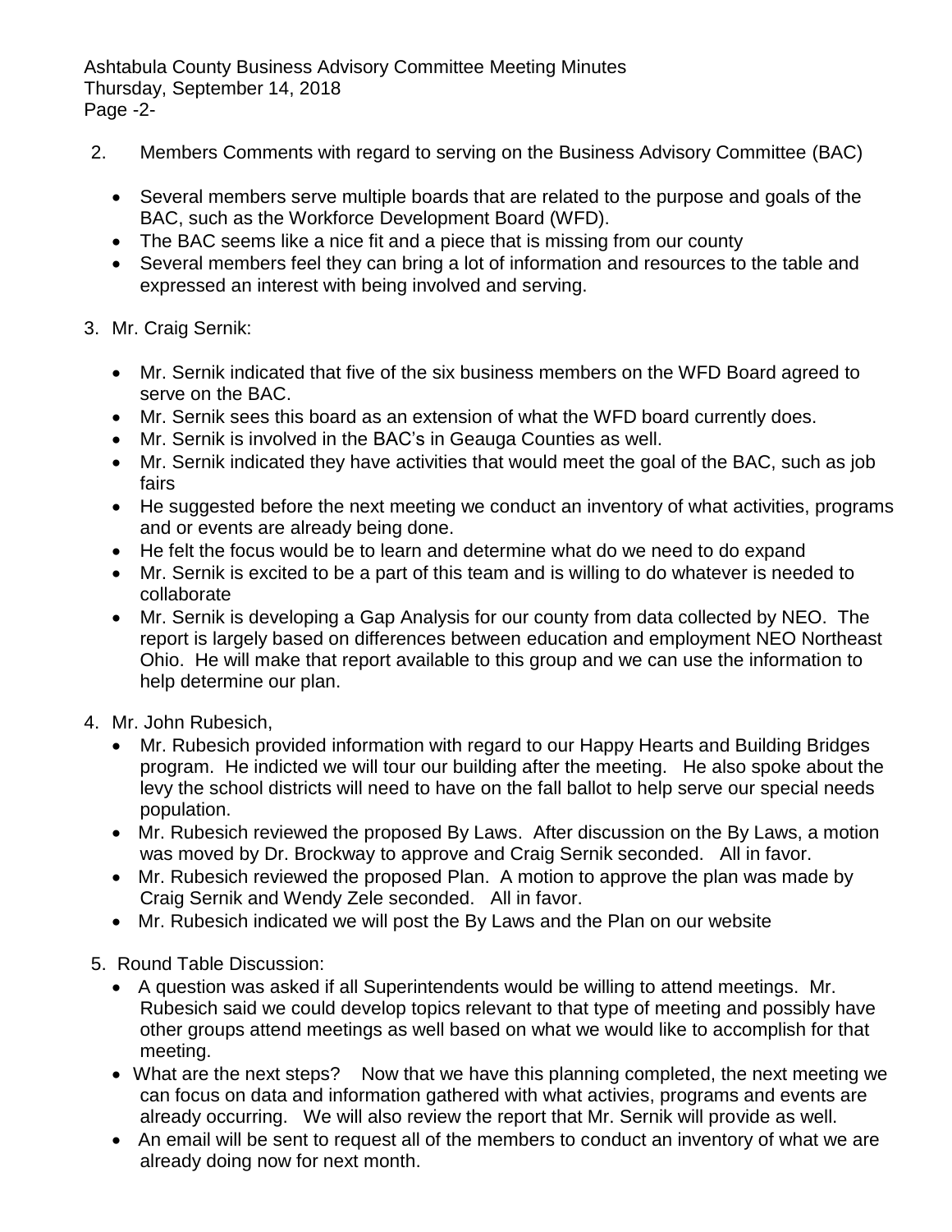2. Members Comments with regard to serving on the Business Advisory Committee (BAC)

   - Several members serve multiple boards that are related to the purpose and goals of the BAC, such as the Workforce Development Board (WFD).
   - The BAC seems like a nice fit and a piece that is missing from our county
   - Several members feel they can bring a lot of information and resources to the table and expressed an interest with being involved and serving.

3. Mr. Craig Sernik:

   - Mr. Sernik indicated that five of the six business members on the WFD Board agreed to serve on the BAC.
   - Mr. Sernik sees this board as an extension of what the WFD board currently does.
   - Mr. Sernik is involved in the BAC's in Geauga Counties as well.
   - Mr. Sernik indicated they have activities that would meet the goal of the BAC, such as job fairs
   - He suggested before the next meeting we conduct an inventory of what activities, programs and or events are already being done.
   - He felt the focus would be to learn and determine what do we need to do expand
   - Mr. Sernik is excited to be a part of this team and is willing to do whatever is needed to collaborate
   - Mr. Sernik is developing a Gap Analysis for our county from data collected by NEO. The report is largely based on differences between education and employment NEO Northeast Ohio. He will make that report available to this group and we can use the information to help determine our plan.

4. Mr. John Rubesich,
   - Mr. Rubesich provided information with regard to our Happy Hearts and Building Bridges program. He indicted we will tour our building after the meeting. He also spoke about the levy the school districts will need to have on the fall ballot to help serve our special needs population.
   - Mr. Rubesich reviewed the proposed By Laws. After discussion on the By Laws, a motion was moved by Dr. Brockway to approve and Craig Sernik seconded. All in favor.
   - Mr. Rubesich reviewed the proposed Plan. A motion to approve the plan was made by Craig Sernik and Wendy Zele seconded. All in favor.
   - Mr. Rubesich indicated we will post the By Laws and the Plan on our website

5. Round Table Discussion:
   - A question was asked if all Superintendents would be willing to attend meetings. Mr. Rubesich said we could develop topics relevant to that type of meeting and possibly have other groups attend meetings as well based on what we would like to accomplish for that meeting.
   - What are the next steps? Now that we have this planning completed, the next meeting we can focus on data and information gathered with what activies, programs and events are already occurring. We will also review the report that Mr. Sernik will provide as well.
   - An email will be sent to request all of the members to conduct an inventory of what we are already doing now for next month.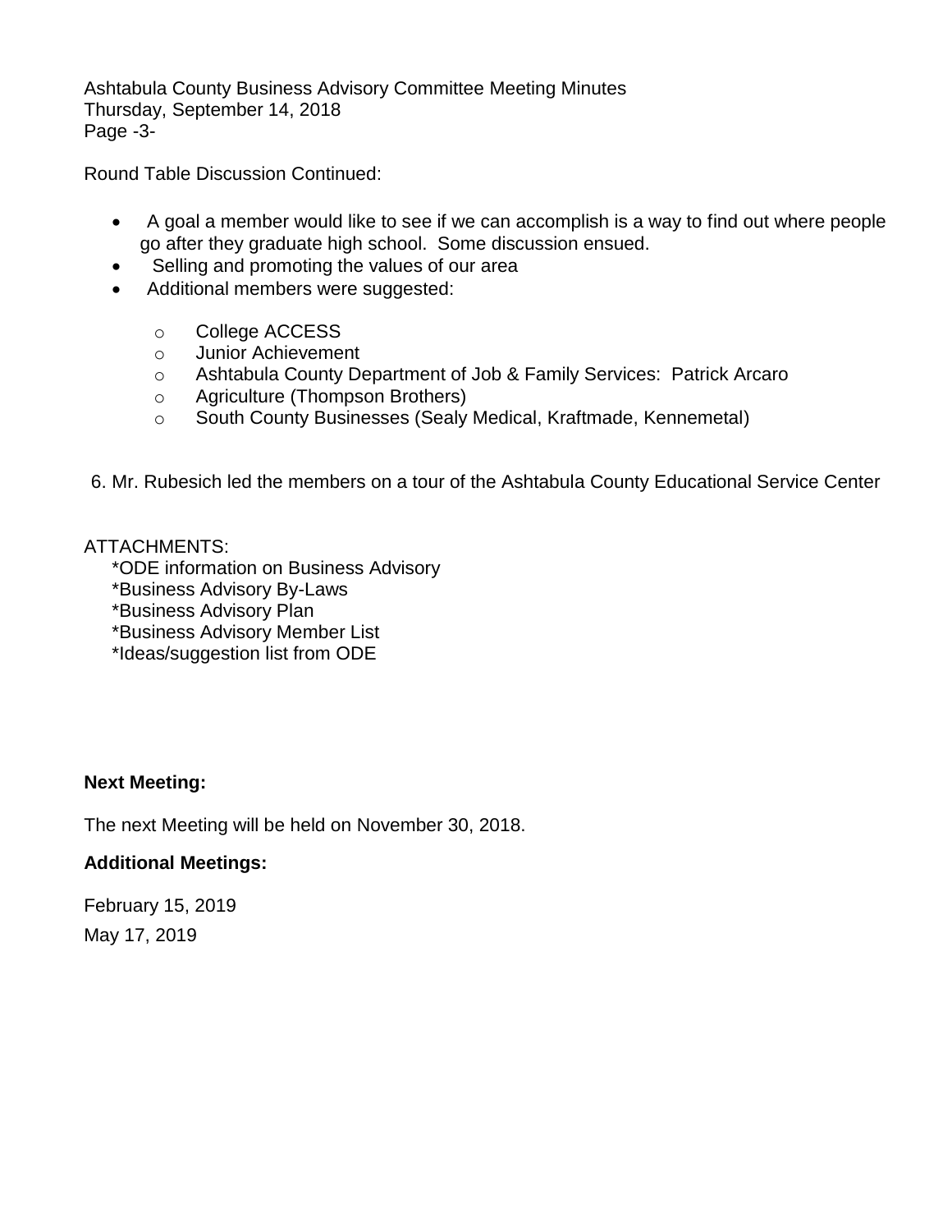Round Table Discussion Continued:

- A goal a member would like to see if we can accomplish is a way to find out where people go after they graduate high school. Some discussion ensued.
- Selling and promoting the values of our area
- Additional members were suggested:
  - College ACCESS
  - Junior Achievement
  - Ashtabula County Department of Job & Family Services: Patrick Arcaro
  - Agriculture (Thompson Brothers)
  - South County Businesses (Sealy Medical, Kraftmade, Kennemetal)

6. Mr. Rubesich led the members on a tour of the Ashtabula County Educational Service Center

ATTACHMENTS:

*ODE information on Business Advisory
*Business Advisory By-Laws
*Business Advisory Plan
*Business Advisory Member List
*Ideas/suggestion list from ODE

**Next Meeting:**

The next Meeting will be held on November 30, 2018.

**Additional Meetings:**

February 15, 2019

May 17, 2019